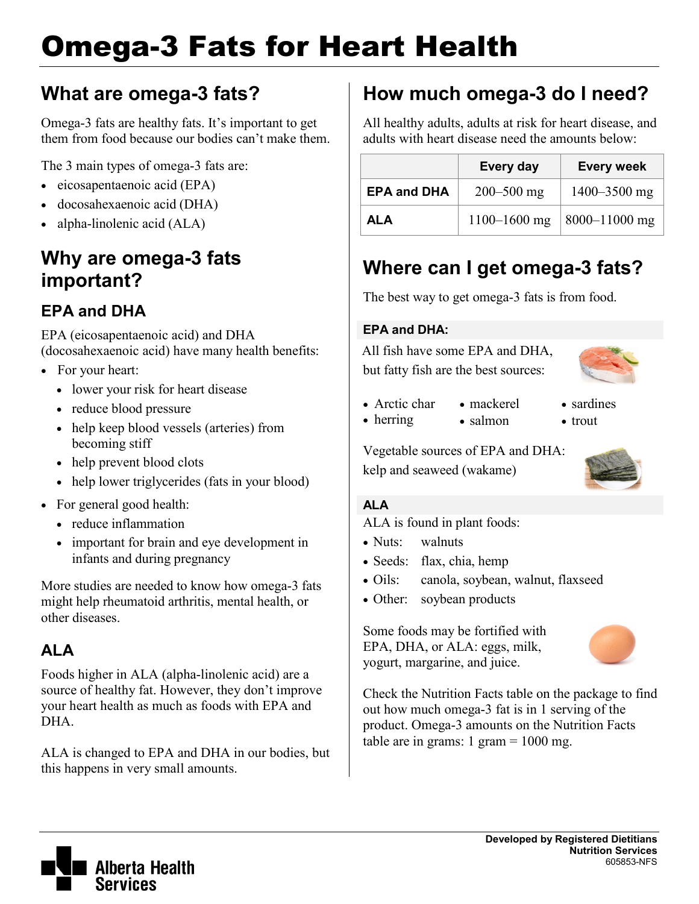# Omega-3 Fats for Heart Health

## What are omega-3 fats?

Omega-3 fats are healthy fats. It's important to get them from food because our bodies can't make them.

The 3 main types of omega-3 fats are:

- eicosapentaenoic acid (EPA)
- docosahexaenoic acid (DHA)
- alpha-linolenic acid (ALA)

## Why are omega-3 fats important?

### EPA and DHA

EPA (eicosapentaenoic acid) and DHA (docosahexaenoic acid) have many health benefits:

- For your heart:
  - lower your risk for heart disease
  - reduce blood pressure
  - help keep blood vessels (arteries) from becoming stiff
  - help prevent blood clots
  - help lower triglycerides (fats in your blood)
- For general good health:
  - reduce inflammation
  - important for brain and eye development in infants and during pregnancy

More studies are needed to know how omega-3 fats might help rheumatoid arthritis, mental health, or other diseases.

### ALA

Foods higher in ALA (alpha-linolenic acid) are a source of healthy fat. However, they don't improve your heart health as much as foods with EPA and DHA.

ALA is changed to EPA and DHA in our bodies, but this happens in very small amounts.

## How much omega-3 do I need?

All healthy adults, adults at risk for heart disease, and adults with heart disease need the amounts below:

| | Every day | Every week |
|---|---|---|
| **EPA and DHA** | 200–500 mg | 1400–3500 mg |
| **ALA** | 1100–1600 mg | 8000–11000 mg |

## Where can I get omega-3 fats?

The best way to get omega-3 fats is from food.

### EPA and DHA:

All fish have some EPA and DHA, but fatty fish are the best sources:

- Arctic char
- herring
- mackerel
- salmon
- sardines
- trout

Vegetable sources of EPA and DHA: kelp and seaweed (wakame)

### ALA

ALA is found in plant foods:

- Nuts: walnuts
- Seeds: flax, chia, hemp
- Oils: canola, soybean, walnut, flaxseed
- Other: soybean products

Some foods may be fortified with EPA, DHA, or ALA: eggs, milk, yogurt, margarine, and juice.

Check the Nutrition Facts table on the package to find out how much omega-3 fat is in 1 serving of the product. Omega-3 amounts on the Nutrition Facts table are in grams: 1 gram = 1000 mg.

**Developed by Registered Dietitians**
**Nutrition Services**
605853-NFS

Alberta Health Services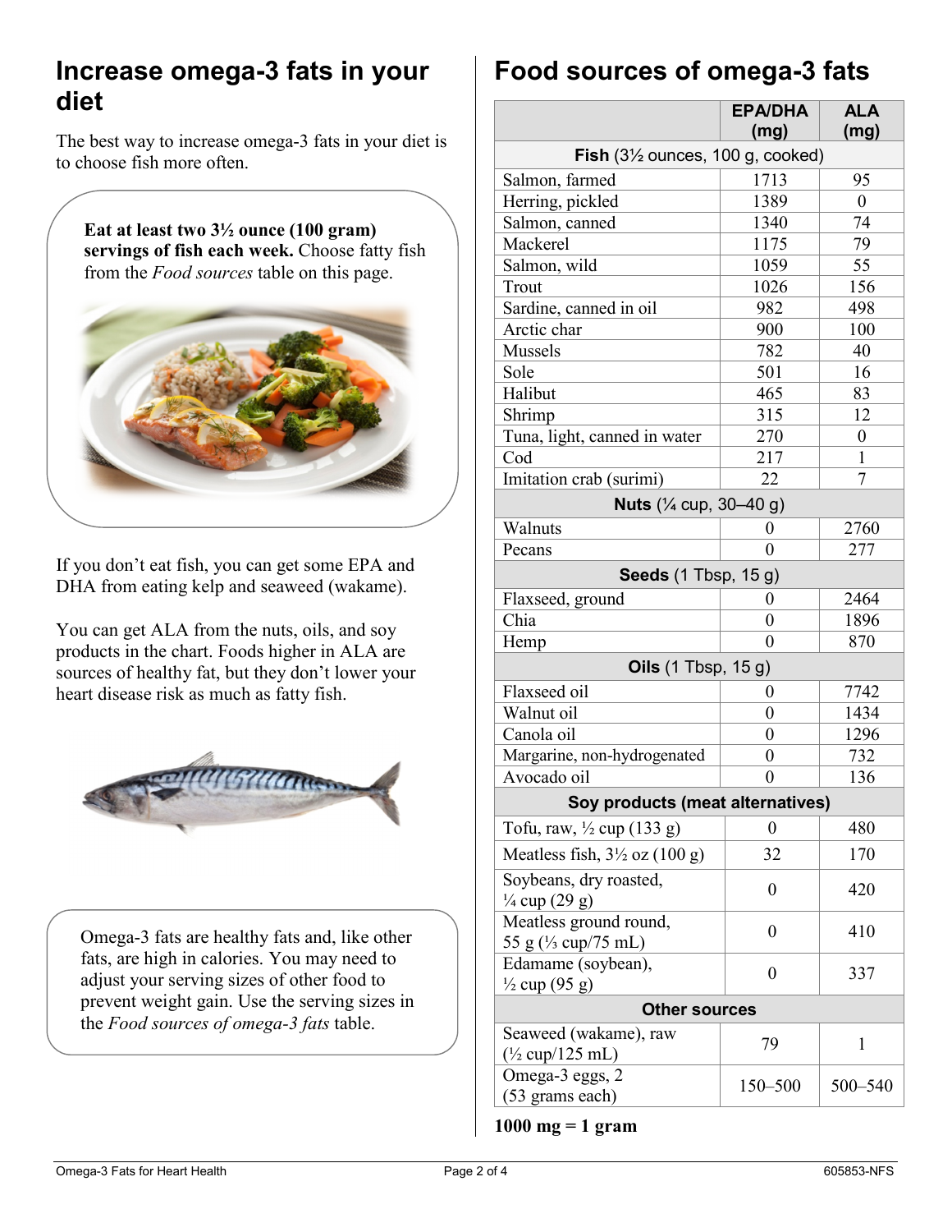## Increase omega-3 fats in your diet

The best way to increase omega-3 fats in your diet is to choose fish more often.

**Eat at least two 3½ ounce (100 gram) servings of fish each week.** Choose fatty fish from the *Food sources* table on this page.

If you don't eat fish, you can get some EPA and DHA from eating kelp and seaweed (wakame).

You can get ALA from the nuts, oils, and soy products in the chart. Foods higher in ALA are sources of healthy fat, but they don't lower your heart disease risk as much as fatty fish.

Omega-3 fats are healthy fats and, like other fats, are high in calories. You may need to adjust your serving sizes of other food to prevent weight gain. Use the serving sizes in the *Food sources of omega-3 fats* table.

## Food sources of omega-3 fats

| | EPA/DHA (mg) | ALA (mg) |
|---|---|---|
| **Fish** (3½ ounces, 100 g, cooked) | | |
| Salmon, farmed | 1713 | 95 |
| Herring, pickled | 1389 | 0 |
| Salmon, canned | 1340 | 74 |
| Mackerel | 1175 | 79 |
| Salmon, wild | 1059 | 55 |
| Trout | 1026 | 156 |
| Sardine, canned in oil | 982 | 498 |
| Arctic char | 900 | 100 |
| Mussels | 782 | 40 |
| Sole | 501 | 16 |
| Halibut | 465 | 83 |
| Shrimp | 315 | 12 |
| Tuna, light, canned in water | 270 | 0 |
| Cod | 217 | 1 |
| Imitation crab (surimi) | 22 | 7 |
| **Nuts** (¼ cup, 30–40 g) | | |
| Walnuts | 0 | 2760 |
| Pecans | 0 | 277 |
| **Seeds** (1 Tbsp, 15 g) | | |
| Flaxseed, ground | 0 | 2464 |
| Chia | 0 | 1896 |
| Hemp | 0 | 870 |
| **Oils** (1 Tbsp, 15 g) | | |
| Flaxseed oil | 0 | 7742 |
| Walnut oil | 0 | 1434 |
| Canola oil | 0 | 1296 |
| Margarine, non-hydrogenated | 0 | 732 |
| Avocado oil | 0 | 136 |
| **Soy products (meat alternatives)** | | |
| Tofu, raw, ½ cup (133 g) | 0 | 480 |
| Meatless fish, 3½ oz (100 g) | 32 | 170 |
| Soybeans, dry roasted, ¼ cup (29 g) | 0 | 420 |
| Meatless ground round, 55 g (⅓ cup/75 mL) | 0 | 410 |
| Edamame (soybean), ½ cup (95 g) | 0 | 337 |
| **Other sources** | | |
| Seaweed (wakame), raw (½ cup/125 mL) | 79 | 1 |
| Omega-3 eggs, 2 (53 grams each) | 150–500 | 500–540 |

**1000 mg = 1 gram**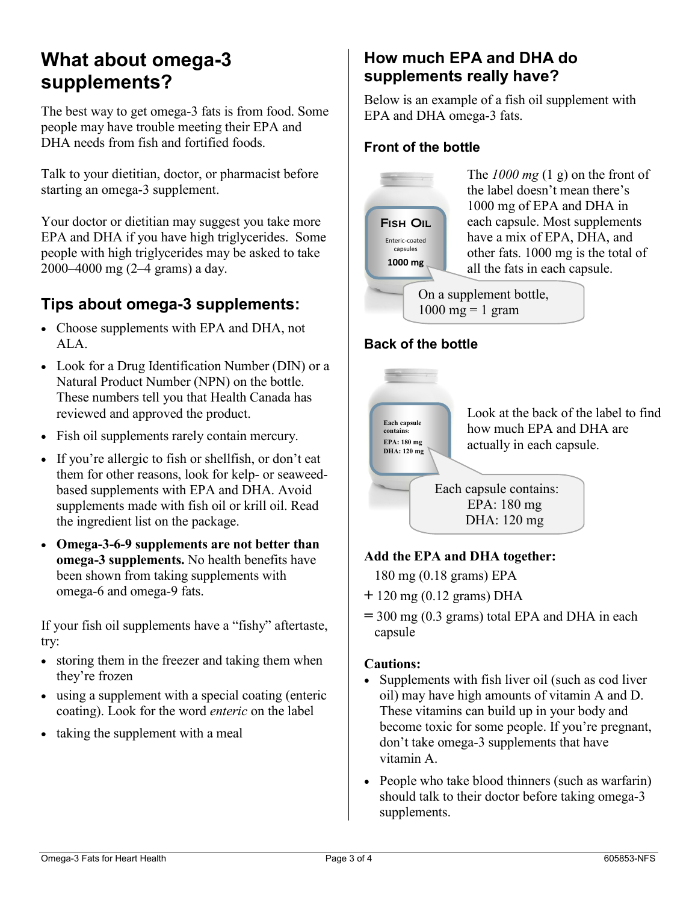# What about omega-3 supplements?

The best way to get omega-3 fats is from food. Some people may have trouble meeting their EPA and DHA needs from fish and fortified foods.

Talk to your dietitian, doctor, or pharmacist before starting an omega-3 supplement.

Your doctor or dietitian may suggest you take more EPA and DHA if you have high triglycerides. Some people with high triglycerides may be asked to take 2000–4000 mg (2–4 grams) a day.

## Tips about omega-3 supplements:

- Choose supplements with EPA and DHA, not ALA.
- Look for a Drug Identification Number (DIN) or a Natural Product Number (NPN) on the bottle. These numbers tell you that Health Canada has reviewed and approved the product.
- Fish oil supplements rarely contain mercury.
- If you're allergic to fish or shellfish, or don't eat them for other reasons, look for kelp- or seaweed-based supplements with EPA and DHA. Avoid supplements made with fish oil or krill oil. Read the ingredient list on the package.
- **Omega-3-6-9 supplements are not better than omega-3 supplements.** No health benefits have been shown from taking supplements with omega-6 and omega-9 fats.

If your fish oil supplements have a "fishy" aftertaste, try:

- storing them in the freezer and taking them when they're frozen
- using a supplement with a special coating (enteric coating). Look for the word *enteric* on the label
- taking the supplement with a meal

## How much EPA and DHA do supplements really have?

Below is an example of a fish oil supplement with EPA and DHA omega-3 fats.

### Front of the bottle

FISH OIL
Enteric-coated capsules
1000 mg

The *1000 mg* (1 g) on the front of the label doesn't mean there's 1000 mg of EPA and DHA in each capsule. Most supplements have a mix of EPA, DHA, and other fats. 1000 mg is the total of all the fats in each capsule.

On a supplement bottle, 1000 mg = 1 gram

### Back of the bottle

Look at the back of the label to find how much EPA and DHA are actually in each capsule.

Each capsule contains:
EPA: 180 mg
DHA: 120 mg

**Add the EPA and DHA together:**

180 mg (0.18 grams) EPA
\+ 120 mg (0.12 grams) DHA
= 300 mg (0.3 grams) total EPA and DHA in each capsule

**Cautions:**

- Supplements with fish liver oil (such as cod liver oil) may have high amounts of vitamin A and D. These vitamins can build up in your body and become toxic for some people. If you're pregnant, don't take omega-3 supplements that have vitamin A.
- People who take blood thinners (such as warfarin) should talk to their doctor before taking omega-3 supplements.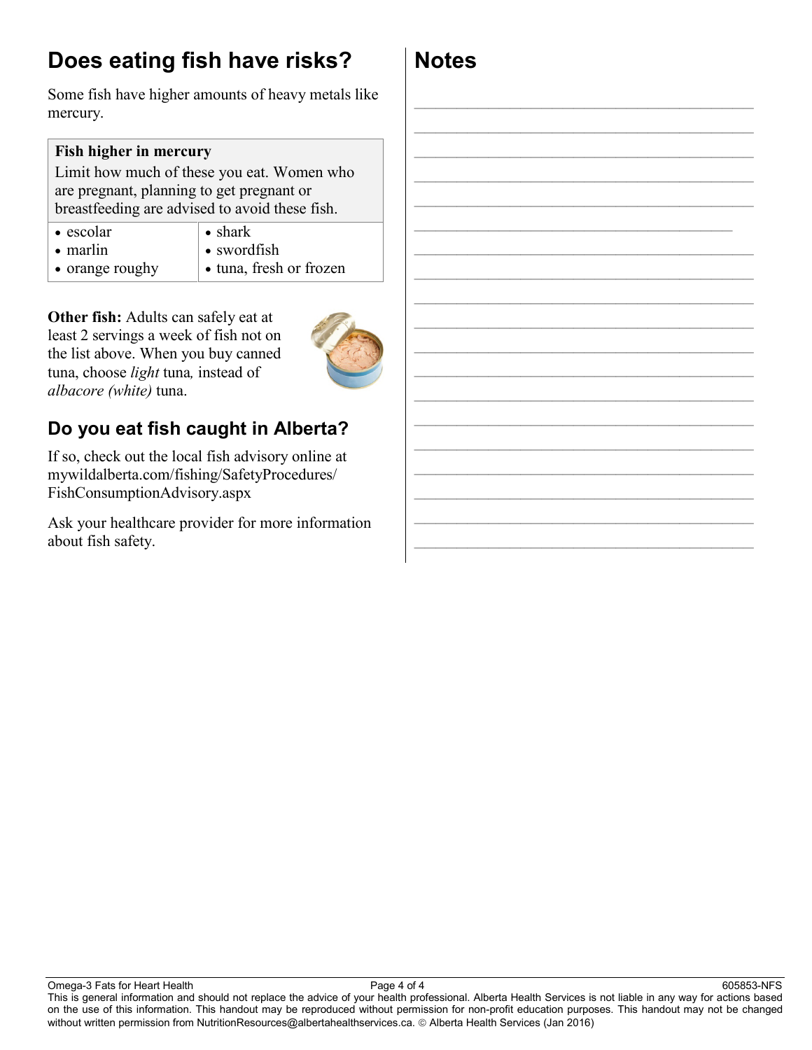## Does eating fish have risks?

Some fish have higher amounts of heavy metals like mercury.

| **Fish higher in mercury** Limit how much of these you eat. Women who are pregnant, planning to get pregnant or breastfeeding are advised to avoid these fish. | |
|---|---|
| • escolar<br>• marlin<br>• orange roughy | • shark<br>• swordfish<br>• tuna, fresh or frozen |

**Other fish:** Adults can safely eat at least 2 servings a week of fish not on the list above. When you buy canned tuna, choose *light* tuna*,* instead of *albacore (white)* tuna.

### Do you eat fish caught in Alberta?

If so, check out the local fish advisory online at mywildalberta.com/fishing/SafetyProcedures/FishConsumptionAdvisory.aspx

Ask your healthcare provider for more information about fish safety.

## Notes

This is general information and should not replace the advice of your health professional. Alberta Health Services is not liable in any way for actions based on the use of this information. This handout may be reproduced without permission for non-profit education purposes. This handout may not be changed without written permission from NutritionResources@albertahealthservices.ca. © Alberta Health Services (Jan 2016)